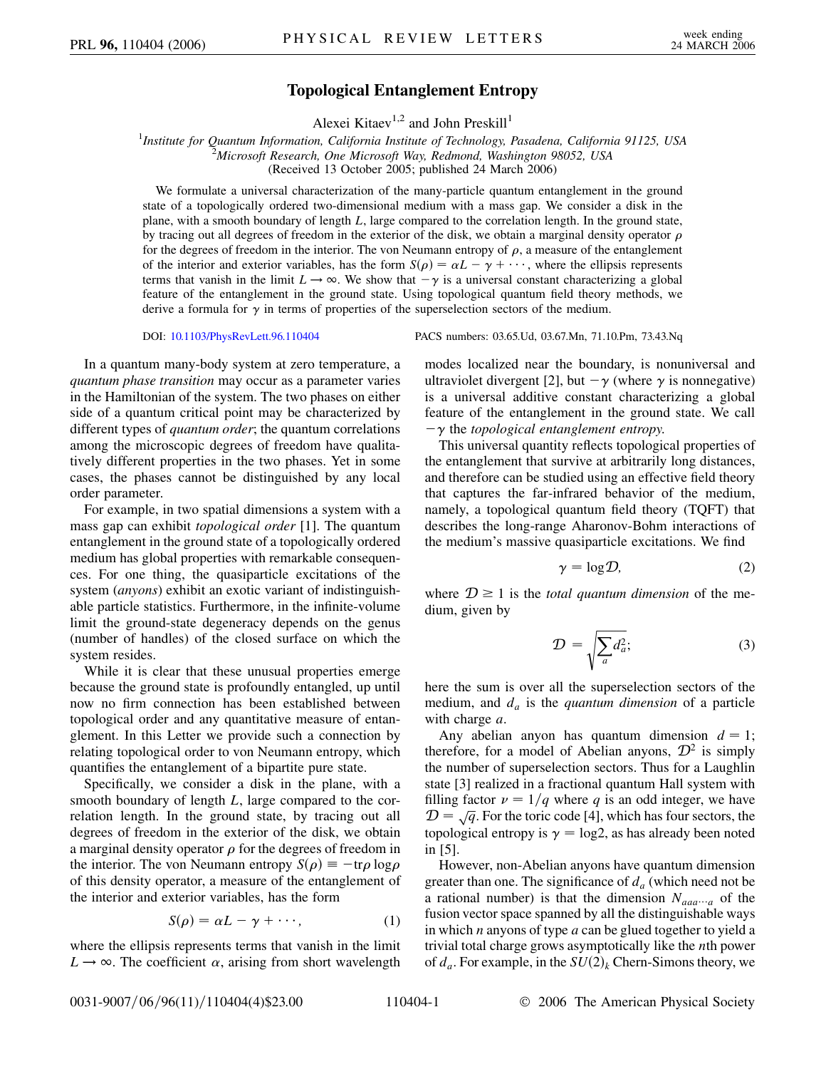# Topological Entanglement Entropy

Alexei Kitaev[1,2] and John Preskill[1]

[1]*Institute for Quantum Information, California Institute of Technology, Pasadena, California 91125, USA*
[2]*Microsoft Research, One Microsoft Way, Redmond, Washington 98052, USA*
(Received 13 October 2005; published 24 March 2006)

We formulate a universal characterization of the many-particle quantum entanglement in the ground state of a topologically ordered two-dimensional medium with a mass gap. We consider a disk in the plane, with a smooth boundary of length $L$, large compared to the correlation length. In the ground state, by tracing out all degrees of freedom in the exterior of the disk, we obtain a marginal density operator $\rho$ for the degrees of freedom in the interior. The von Neumann entropy of $\rho$, a measure of the entanglement of the interior and exterior variables, has the form $S(\rho) = \alpha L - \gamma + \cdots$, where the ellipsis represents terms that vanish in the limit $L \to \infty$. We show that $-\gamma$ is a universal constant characterizing a global feature of the entanglement in the ground state. Using topological quantum field theory methods, we derive a formula for $\gamma$ in terms of properties of the superselection sectors of the medium.

DOI: 10.1103/PhysRevLett.96.110404 PACS numbers: 03.65.Ud, 03.67.Mn, 71.10.Pm, 73.43.Nq

In a quantum many-body system at zero temperature, a *quantum phase transition* may occur as a parameter varies in the Hamiltonian of the system. The two phases on either side of a quantum critical point may be characterized by different types of *quantum order*; the quantum correlations among the microscopic degrees of freedom have qualitatively different properties in the two phases. Yet in some cases, the phases cannot be distinguished by any local order parameter.

For example, in two spatial dimensions a system with a mass gap can exhibit *topological order* [1]. The quantum entanglement in the ground state of a topologically ordered medium has global properties with remarkable consequences. For one thing, the quasiparticle excitations of the system (*anyons*) exhibit an exotic variant of indistinguishable particle statistics. Furthermore, in the infinite-volume limit the ground-state degeneracy depends on the genus (number of handles) of the closed surface on which the system resides.

While it is clear that these unusual properties emerge because the ground state is profoundly entangled, up until now no firm connection has been established between topological order and any quantitative measure of entanglement. In this Letter we provide such a connection by relating topological order to von Neumann entropy, which quantifies the entanglement of a bipartite pure state.

Specifically, we consider a disk in the plane, with a smooth boundary of length $L$, large compared to the correlation length. In the ground state, by tracing out all degrees of freedom in the exterior of the disk, we obtain a marginal density operator $\rho$ for the degrees of freedom in the interior. The von Neumann entropy $S(\rho) \equiv -\mathrm{tr}\rho \log\rho$ of this density operator, a measure of the entanglement of the interior and exterior variables, has the form

$$S(\rho) = \alpha L - \gamma + \cdots, \tag{1}$$

where the ellipsis represents terms that vanish in the limit $L \to \infty$. The coefficient $\alpha$, arising from short wavelength modes localized near the boundary, is nonuniversal and ultraviolet divergent [2], but $-\gamma$ (where $\gamma$ is nonnegative) is a universal additive constant characterizing a global feature of the entanglement in the ground state. We call $-\gamma$ the *topological entanglement entropy.*

This universal quantity reflects topological properties of the entanglement that survive at arbitrarily long distances, and therefore can be studied using an effective field theory that captures the far-infrared behavior of the medium, namely, a topological quantum field theory (TQFT) that describes the long-range Aharonov-Bohm interactions of the medium's massive quasiparticle excitations. We find

$$\gamma = \log \mathcal{D}, \tag{2}$$

where $\mathcal{D} \geq 1$ is the *total quantum dimension* of the medium, given by

$$\mathcal{D} = \sqrt{\sum_a d_a^2}; \tag{3}$$

here the sum is over all the superselection sectors of the medium, and $d_a$ is the *quantum dimension* of a particle with charge $a$.

Any abelian anyon has quantum dimension $d = 1$; therefore, for a model of Abelian anyons, $\mathcal{D}^2$ is simply the number of superselection sectors. Thus for a Laughlin state [3] realized in a fractional quantum Hall system with filling factor $\nu = 1/q$ where $q$ is an odd integer, we have $\mathcal{D} = \sqrt{q}$. For the toric code [4], which has four sectors, the topological entropy is $\gamma = \log 2$, as has already been noted in [5].

However, non-Abelian anyons have quantum dimension greater than one. The significance of $d_a$ (which need not be a rational number) is that the dimension $N_{aaa\cdots a}$ of the fusion vector space spanned by all the distinguishable ways in which $n$ anyons of type $a$ can be glued together to yield a trivial total charge grows asymptotically like the $n$th power of $d_a$. For example, in the $SU(2)_k$ Chern-Simons theory, we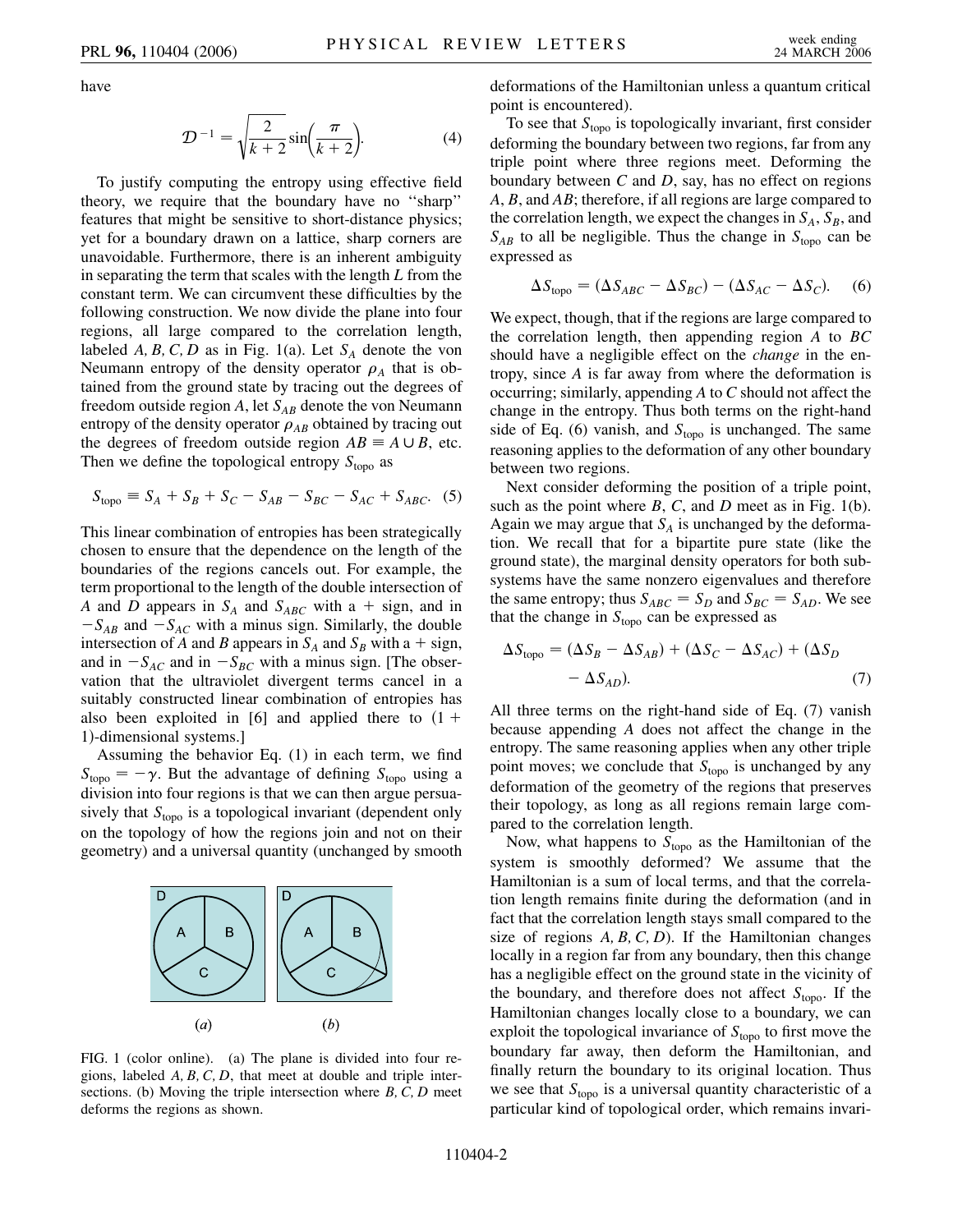have

$$\mathcal{D}^{-1} = \sqrt{\frac{2}{k+2}} \sin\left(\frac{\pi}{k+2}\right). \tag{4}$$

To justify computing the entropy using effective field theory, we require that the boundary have no "sharp" features that might be sensitive to short-distance physics; yet for a boundary drawn on a lattice, sharp corners are unavoidable. Furthermore, there is an inherent ambiguity in separating the term that scales with the length $L$ from the constant term. We can circumvent these difficulties by the following construction. We now divide the plane into four regions, all large compared to the correlation length, labeled $A, B, C, D$ as in Fig. 1(a). Let $S_A$ denote the von Neumann entropy of the density operator $\rho_A$ that is obtained from the ground state by tracing out the degrees of freedom outside region $A$, let $S_{AB}$ denote the von Neumann entropy of the density operator $\rho_{AB}$ obtained by tracing out the degrees of freedom outside region $AB \equiv A \cup B$, etc. Then we define the topological entropy $S_{\rm topo}$ as

$$S_{\rm topo} \equiv S_A + S_B + S_C - S_{AB} - S_{BC} - S_{AC} + S_{ABC}. \tag{5}$$

This linear combination of entropies has been strategically chosen to ensure that the dependence on the length of the boundaries of the regions cancels out. For example, the term proportional to the length of the double intersection of $A$ and $D$ appears in $S_A$ and $S_{ABC}$ with a $+$ sign, and in $-S_{AB}$ and $-S_{AC}$ with a minus sign. Similarly, the double intersection of $A$ and $B$ appears in $S_A$ and $S_B$ with a $+$ sign, and in $-S_{AC}$ and in $-S_{BC}$ with a minus sign. [The observation that the ultraviolet divergent terms cancel in a suitably constructed linear combination of entropies has also been exploited in [6] and applied there to $(1+1)$-dimensional systems.]

Assuming the behavior Eq. (1) in each term, we find $S_{\rm topo} = -\gamma$. But the advantage of defining $S_{\rm topo}$ using a division into four regions is that we can then argue persuasively that $S_{\rm topo}$ is a topological invariant (dependent only on the topology of how the regions join and not on their geometry) and a universal quantity (unchanged by smooth deformations of the Hamiltonian unless a quantum critical point is encountered).

FIG. 1 (color online). (a) The plane is divided into four regions, labeled $A, B, C, D$, that meet at double and triple intersections. (b) Moving the triple intersection where $B, C, D$ meet deforms the regions as shown.

To see that $S_{\rm topo}$ is topologically invariant, first consider deforming the boundary between two regions, far from any triple point where three regions meet. Deforming the boundary between $C$ and $D$, say, has no effect on regions $A$, $B$, and $AB$; therefore, if all regions are large compared to the correlation length, we expect the changes in $S_A$, $S_B$, and $S_{AB}$ to all be negligible. Thus the change in $S_{\rm topo}$ can be expressed as

$$\Delta S_{\rm topo} = (\Delta S_{ABC} - \Delta S_{BC}) - (\Delta S_{AC} - \Delta S_C). \tag{6}$$

We expect, though, that if the regions are large compared to the correlation length, then appending region $A$ to $BC$ should have a negligible effect on the *change* in the entropy, since $A$ is far away from where the deformation is occurring; similarly, appending $A$ to $C$ should not affect the change in the entropy. Thus both terms on the right-hand side of Eq. (6) vanish, and $S_{\rm topo}$ is unchanged. The same reasoning applies to the deformation of any other boundary between two regions.

Next consider deforming the position of a triple point, such as the point where $B$, $C$, and $D$ meet as in Fig. 1(b). Again we may argue that $S_A$ is unchanged by the deformation. We recall that for a bipartite pure state (like the ground state), the marginal density operators for both subsystems have the same nonzero eigenvalues and therefore the same entropy; thus $S_{ABC} = S_D$ and $S_{BC} = S_{AD}$. We see that the change in $S_{\rm topo}$ can be expressed as

$$\Delta S_{\rm topo} = (\Delta S_B - \Delta S_{AB}) + (\Delta S_C - \Delta S_{AC}) + (\Delta S_D - \Delta S_{AD}). \tag{7}$$

All three terms on the right-hand side of Eq. (7) vanish because appending $A$ does not affect the change in the entropy. The same reasoning applies when any other triple point moves; we conclude that $S_{\rm topo}$ is unchanged by any deformation of the geometry of the regions that preserves their topology, as long as all regions remain large compared to the correlation length.

Now, what happens to $S_{\rm topo}$ as the Hamiltonian of the system is smoothly deformed? We assume that the Hamiltonian is a sum of local terms, and that the correlation length remains finite during the deformation (and in fact that the correlation length stays small compared to the size of regions $A, B, C, D$). If the Hamiltonian changes locally in a region far from any boundary, then this change has a negligible effect on the ground state in the vicinity of the boundary, and therefore does not affect $S_{\rm topo}$. If the Hamiltonian changes locally close to a boundary, we can exploit the topological invariance of $S_{\rm topo}$ to first move the boundary far away, then deform the Hamiltonian, and finally return the boundary to its original location. Thus we see that $S_{\rm topo}$ is a universal quantity characteristic of a particular kind of topological order, which remains invari-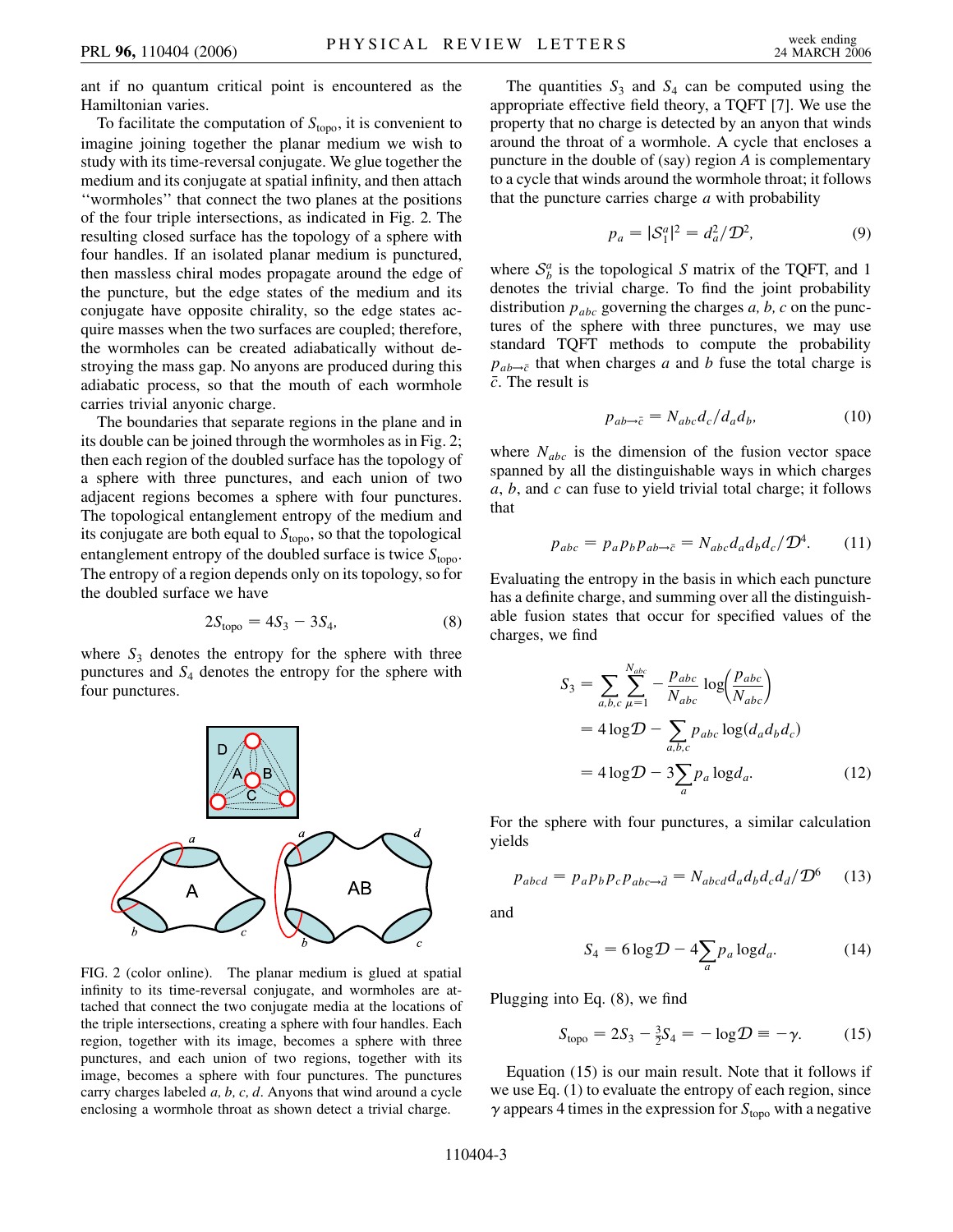ant if no quantum critical point is encountered as the Hamiltonian varies.

To facilitate the computation of $S_{\rm topo}$, it is convenient to imagine joining together the planar medium we wish to study with its time-reversal conjugate. We glue together the medium and its conjugate at spatial infinity, and then attach "wormholes" that connect the two planes at the positions of the four triple intersections, as indicated in Fig. 2. The resulting closed surface has the topology of a sphere with four handles. If an isolated planar medium is punctured, then massless chiral modes propagate around the edge of the puncture, but the edge states of the medium and its conjugate have opposite chirality, so the edge states acquire masses when the two surfaces are coupled; therefore, the wormholes can be created adiabatically without destroying the mass gap. No anyons are produced during this adiabatic process, so that the mouth of each wormhole carries trivial anyonic charge.

The boundaries that separate regions in the plane and in its double can be joined through the wormholes as in Fig. 2; then each region of the doubled surface has the topology of a sphere with three punctures, and each union of two adjacent regions becomes a sphere with four punctures. The topological entanglement entropy of the medium and its conjugate are both equal to $S_{\rm topo}$, so that the topological entanglement entropy of the doubled surface is twice $S_{\rm topo}$. The entropy of a region depends only on its topology, so for the doubled surface we have

$$2S_{\rm topo} = 4S_3 - 3S_4, \tag{8}$$

where $S_3$ denotes the entropy for the sphere with three punctures and $S_4$ denotes the entropy for the sphere with four punctures.

FIG. 2 (color online). The planar medium is glued at spatial infinity to its time-reversal conjugate, and wormholes are attached that connect the two conjugate media at the locations of the triple intersections, creating a sphere with four handles. Each region, together with its image, becomes a sphere with three punctures, and each union of two regions, together with its image, becomes a sphere with four punctures. The punctures carry charges labeled *a, b, c, d*. Anyons that wind around a cycle enclosing a wormhole throat as shown detect a trivial charge.

The quantities $S_3$ and $S_4$ can be computed using the appropriate effective field theory, a TQFT [7]. We use the property that no charge is detected by an anyon that winds around the throat of a wormhole. A cycle that encloses a puncture in the double of (say) region $A$ is complementary to a cycle that winds around the wormhole throat; it follows that the puncture carries charge $a$ with probability

$$p_a = |\mathcal{S}_1^a|^2 = d_a^2/\mathcal{D}^2, \tag{9}$$

where $\mathcal{S}_b^a$ is the topological $S$ matrix of the TQFT, and 1 denotes the trivial charge. To find the joint probability distribution $p_{abc}$ governing the charges $a, b, c$ on the punctures of the sphere with three punctures, we may use standard TQFT methods to compute the probability $p_{ab\to\bar{c}}$ that when charges $a$ and $b$ fuse the total charge is $\bar{c}$. The result is

$$p_{ab\to\bar{c}} = N_{abc} d_c/d_a d_b, \tag{10}$$

where $N_{abc}$ is the dimension of the fusion vector space spanned by all the distinguishable ways in which charges $a$, $b$, and $c$ can fuse to yield trivial total charge; it follows that

$$p_{abc} = p_a p_b p_{ab\to\bar{c}} = N_{abc} d_a d_b d_c/\mathcal{D}^4. \tag{11}$$

Evaluating the entropy in the basis in which each puncture has a definite charge, and summing over all the distinguishable fusion states that occur for specified values of the charges, we find

$$\begin{aligned} S_3 &= \sum_{a,b,c} \sum_{\mu=1}^{N_{abc}} -\frac{p_{abc}}{N_{abc}} \log\left(\frac{p_{abc}}{N_{abc}}\right) \\ &= 4\log\mathcal{D} - \sum_{a,b,c} p_{abc} \log(d_a d_b d_c) \\ &= 4\log\mathcal{D} - 3\sum_a p_a \log d_a. \end{aligned} \tag{12}$$

For the sphere with four punctures, a similar calculation yields

$$p_{abcd} = p_a p_b p_c p_{abc\to\bar{d}} = N_{abcd} d_a d_b d_c d_d/\mathcal{D}^6 \tag{13}$$

and

$$S_4 = 6\log\mathcal{D} - 4\sum_a p_a \log d_a. \tag{14}$$

Plugging into Eq. (8), we find

$$S_{\rm topo} = 2S_3 - \tfrac{3}{2}S_4 = -\log\mathcal{D} \equiv -\gamma. \tag{15}$$

Equation (15) is our main result. Note that it follows if we use Eq. (1) to evaluate the entropy of each region, since $\gamma$ appears 4 times in the expression for $S_{\rm topo}$ with a negative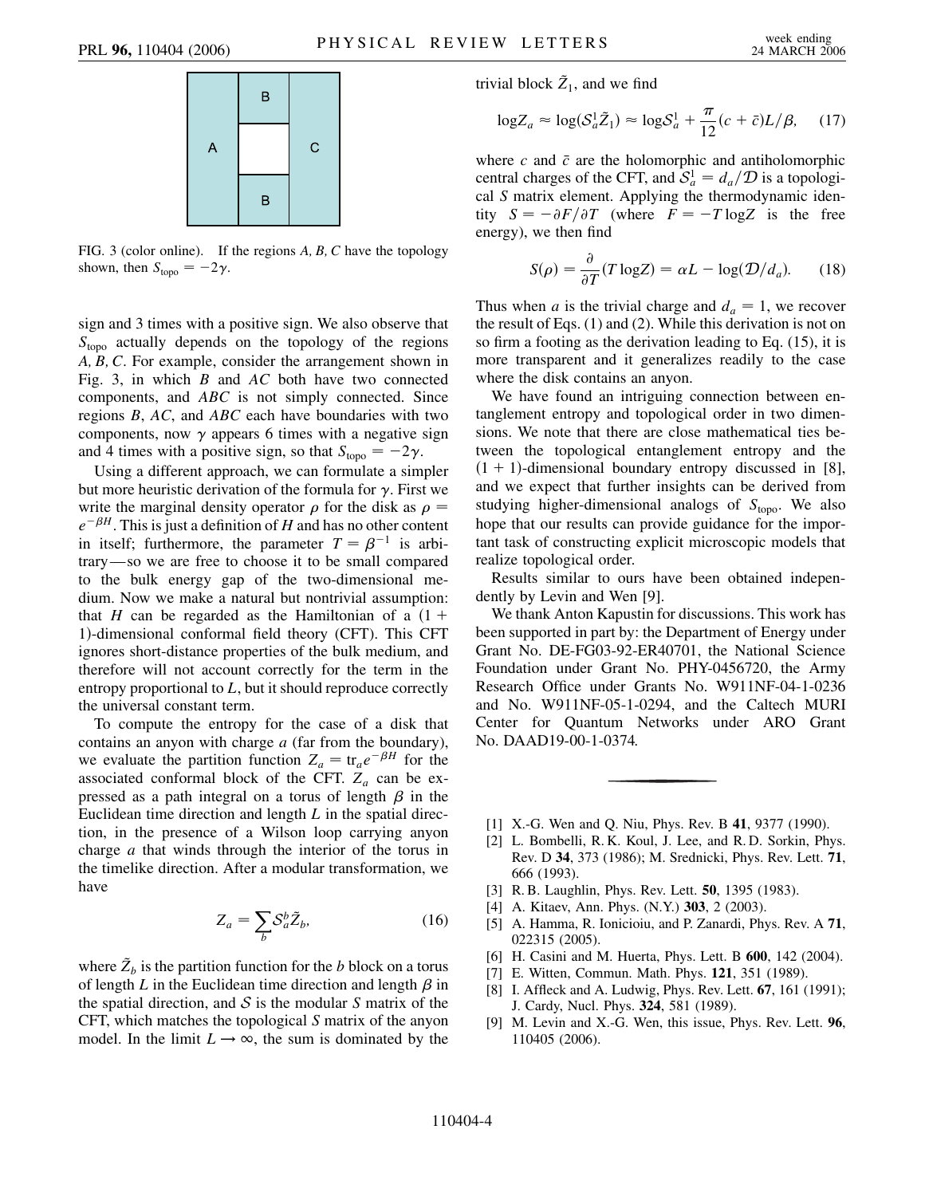FIG. 3 (color online). If the regions $A, B, C$ have the topology shown, then $S_{\rm topo} = -2\gamma$.

sign and 3 times with a positive sign. We also observe that $S_{\rm topo}$ actually depends on the topology of the regions $A, B, C$. For example, consider the arrangement shown in Fig. 3, in which $B$ and $AC$ both have two connected components, and $ABC$ is not simply connected. Since regions $B$, $AC$, and $ABC$ each have boundaries with two components, now $\gamma$ appears 6 times with a negative sign and 4 times with a positive sign, so that $S_{\rm topo} = -2\gamma$.

Using a different approach, we can formulate a simpler but more heuristic derivation of the formula for $\gamma$. First we write the marginal density operator $\rho$ for the disk as $\rho = e^{-\beta H}$. This is just a definition of $H$ and has no other content in itself; furthermore, the parameter $T = \beta^{-1}$ is arbitrary—so we are free to choose it to be small compared to the bulk energy gap of the two-dimensional medium. Now we make a natural but nontrivial assumption: that $H$ can be regarded as the Hamiltonian of a $(1+1)$-dimensional conformal field theory (CFT). This CFT ignores short-distance properties of the bulk medium, and therefore will not account correctly for the term in the entropy proportional to $L$, but it should reproduce correctly the universal constant term.

To compute the entropy for the case of a disk that contains an anyon with charge $a$ (far from the boundary), we evaluate the partition function $Z_a = {\rm tr}_a e^{-\beta H}$ for the associated conformal block of the CFT. $Z_a$ can be expressed as a path integral on a torus of length $\beta$ in the Euclidean time direction and length $L$ in the spatial direction, in the presence of a Wilson loop carrying anyon charge $a$ that winds through the interior of the torus in the timelike direction. After a modular transformation, we have

$$Z_a = \sum_b \mathcal{S}_a^b \tilde{Z}_b, \tag{16}$$

where $\tilde{Z}_b$ is the partition function for the $b$ block on a torus of length $L$ in the Euclidean time direction and length $\beta$ in the spatial direction, and $\mathcal{S}$ is the modular $S$ matrix of the CFT, which matches the topological $S$ matrix of the anyon model. In the limit $L \to \infty$, the sum is dominated by the trivial block $\tilde{Z}_1$, and we find

$$\log Z_a \approx \log(\mathcal{S}_a^1 \tilde{Z}_1) \approx \log \mathcal{S}_a^1 + \frac{\pi}{12}(c + \bar{c})L/\beta, \tag{17}$$

where $c$ and $\bar{c}$ are the holomorphic and antiholomorphic central charges of the CFT, and $\mathcal{S}_a^1 = d_a/\mathcal{D}$ is a topological $S$ matrix element. Applying the thermodynamic identity $S = -\partial F/\partial T$ (where $F = -T \log Z$ is the free energy), we then find

$$S(\rho) = \frac{\partial}{\partial T}(T \log Z) = \alpha L - \log(\mathcal{D}/d_a). \tag{18}$$

Thus when $a$ is the trivial charge and $d_a = 1$, we recover the result of Eqs. (1) and (2). While this derivation is not on so firm a footing as the derivation leading to Eq. (15), it is more transparent and it generalizes readily to the case where the disk contains an anyon.

We have found an intriguing connection between entanglement entropy and topological order in two dimensions. We note that there are close mathematical ties between the topological entanglement entropy and the $(1+1)$-dimensional boundary entropy discussed in [8], and we expect that further insights can be derived from studying higher-dimensional analogs of $S_{\rm topo}$. We also hope that our results can provide guidance for the important task of constructing explicit microscopic models that realize topological order.

Results similar to ours have been obtained independently by Levin and Wen [9].

We thank Anton Kapustin for discussions. This work has been supported in part by: the Department of Energy under Grant No. DE-FG03-92-ER40701, the National Science Foundation under Grant No. PHY-0456720, the Army Research Office under Grants No. W911NF-04-1-0236 and No. W911NF-05-1-0294, and the Caltech MURI Center for Quantum Networks under ARO Grant No. DAAD19-00-1-0374.

---

[1] X.-G. Wen and Q. Niu, Phys. Rev. B **41**, 9377 (1990).

[2] L. Bombelli, R. K. Koul, J. Lee, and R. D. Sorkin, Phys. Rev. D **34**, 373 (1986); M. Srednicki, Phys. Rev. Lett. **71**, 666 (1993).

[3] R. B. Laughlin, Phys. Rev. Lett. **50**, 1395 (1983).

[4] A. Kitaev, Ann. Phys. (N.Y.) **303**, 2 (2003).

[5] A. Hamma, R. Ionicioiu, and P. Zanardi, Phys. Rev. A **71**, 022315 (2005).

[6] H. Casini and M. Huerta, Phys. Lett. B **600**, 142 (2004).

[7] E. Witten, Commun. Math. Phys. **121**, 351 (1989).

[8] I. Affleck and A. Ludwig, Phys. Rev. Lett. **67**, 161 (1991); J. Cardy, Nucl. Phys. **324**, 581 (1989).

[9] M. Levin and X.-G. Wen, this issue, Phys. Rev. Lett. **96**, 110405 (2006).